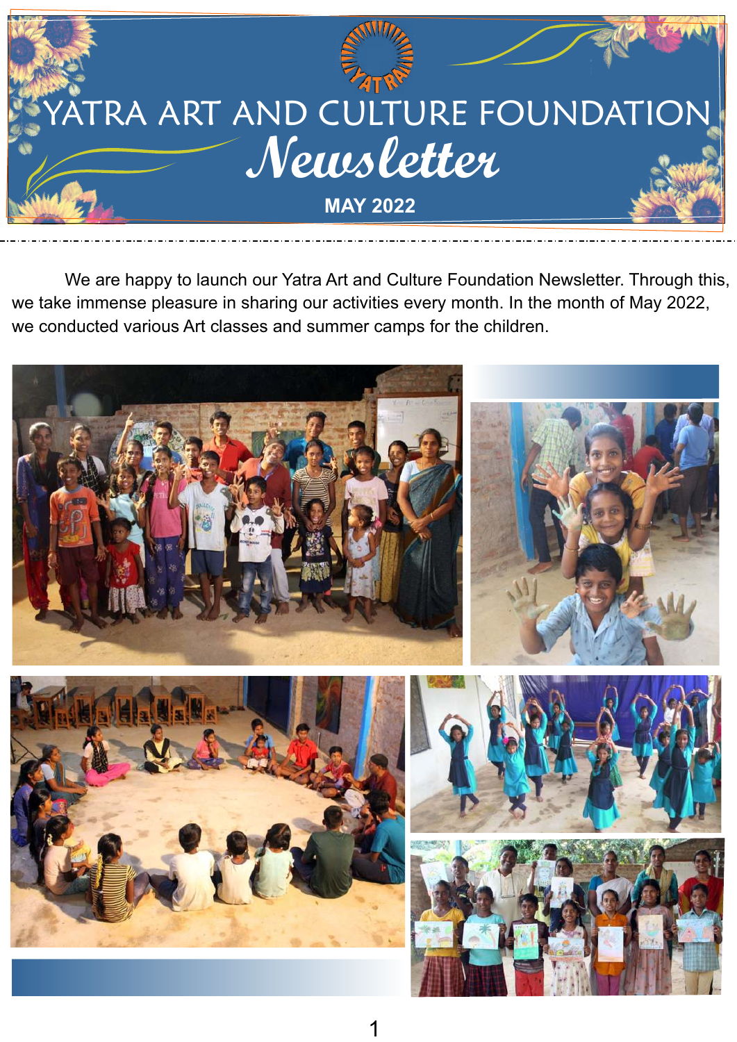# YATRA ART AND CULTURE FOUNDATION

## *Newsletter*

**MAY 2022**

We are happy to launch our Yatra Art and Culture Foundation Newsletter. Through this, we take immense pleasure in sharing our activities every month. In the month of May 2022, we conducted various Art classes and summer camps for the children.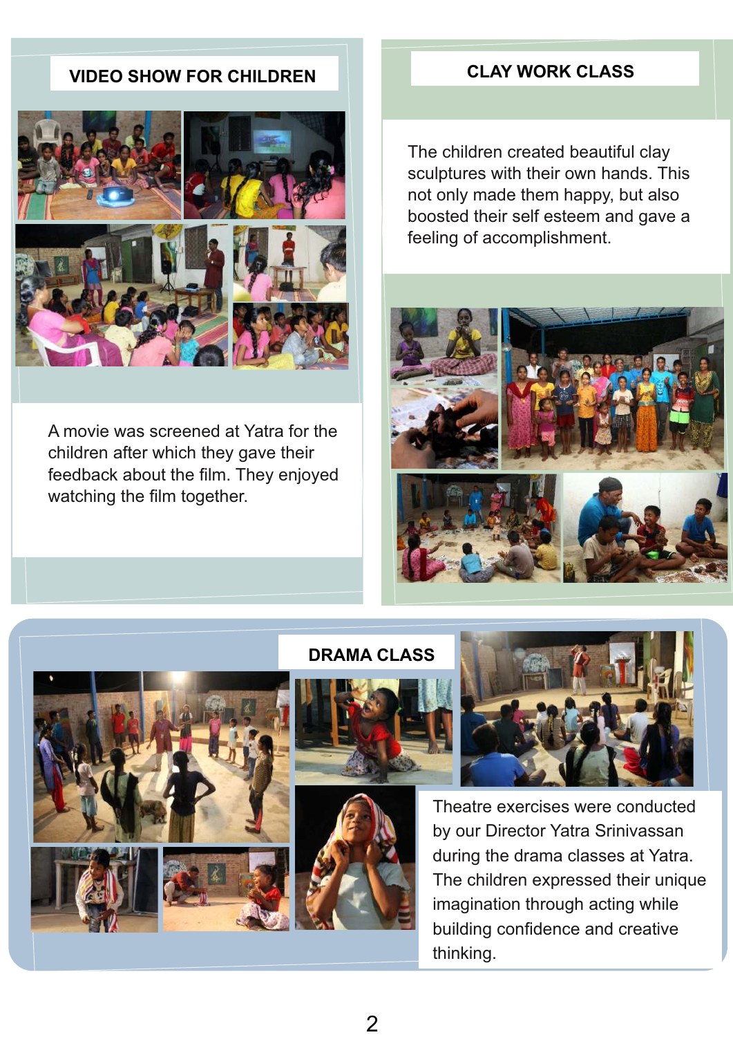## VIDEO SHOW FOR CHILDREN

A movie was screened at Yatra for the children after which they gave their feedback about the film. They enjoyed watching the film together.

## CLAY WORK CLASS

The children created beautiful clay sculptures with their own hands. This not only made them happy, but also boosted their self esteem and gave a feeling of accomplishment.

## DRAMA CLASS

Theatre exercises were conducted by our Director Yatra Srinivassan during the drama classes at Yatra. The children expressed their unique imagination through acting while building confidence and creative thinking.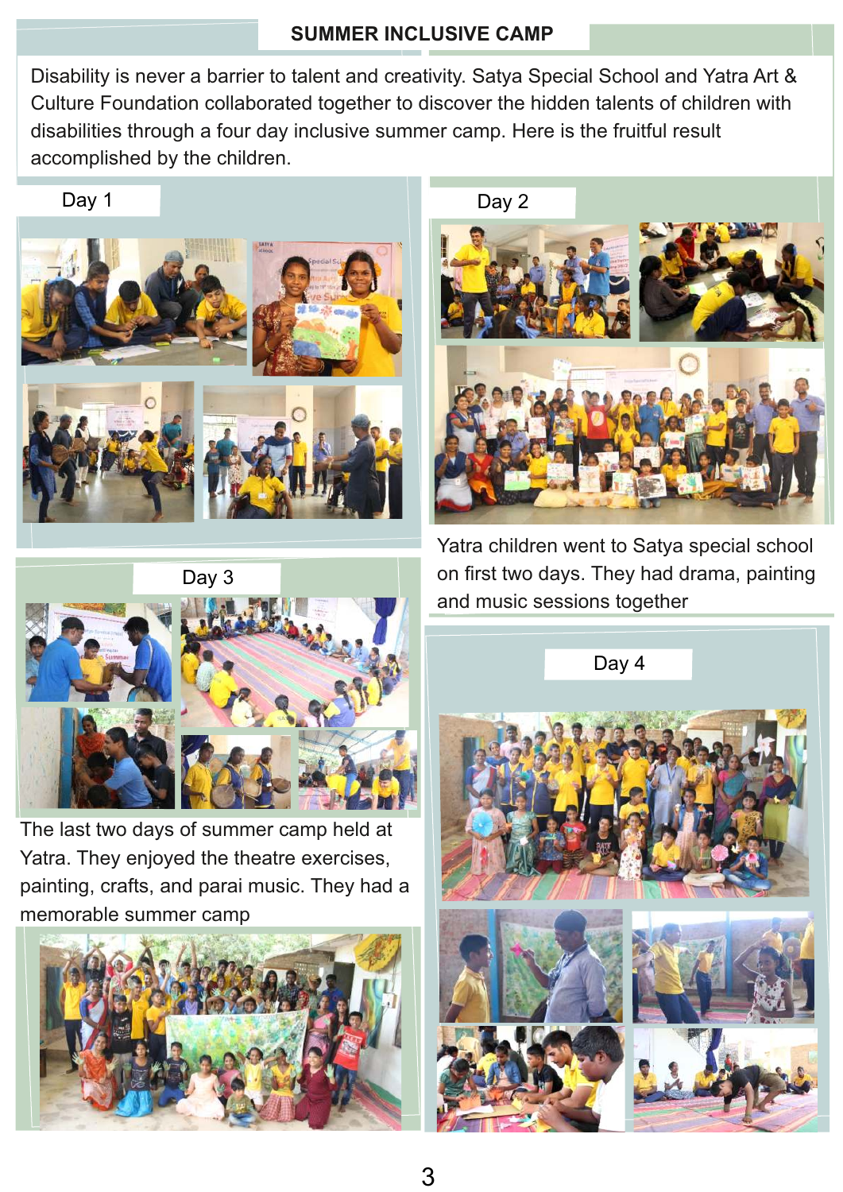# SUMMER INCLUSIVE CAMP

Disability is never a barrier to talent and creativity. Satya Special School and Yatra Art & Culture Foundation collaborated together to discover the hidden talents of children with disabilities through a four day inclusive summer camp. Here is the fruitful result accomplished by the children.

## Day 1

## Day 2

Yatra children went to Satya special school on first two days. They had drama, painting and music sessions together

## Day 3

The last two days of summer camp held at Yatra. They enjoyed the theatre exercises, painting, crafts, and parai music. They had a memorable summer camp

## Day 4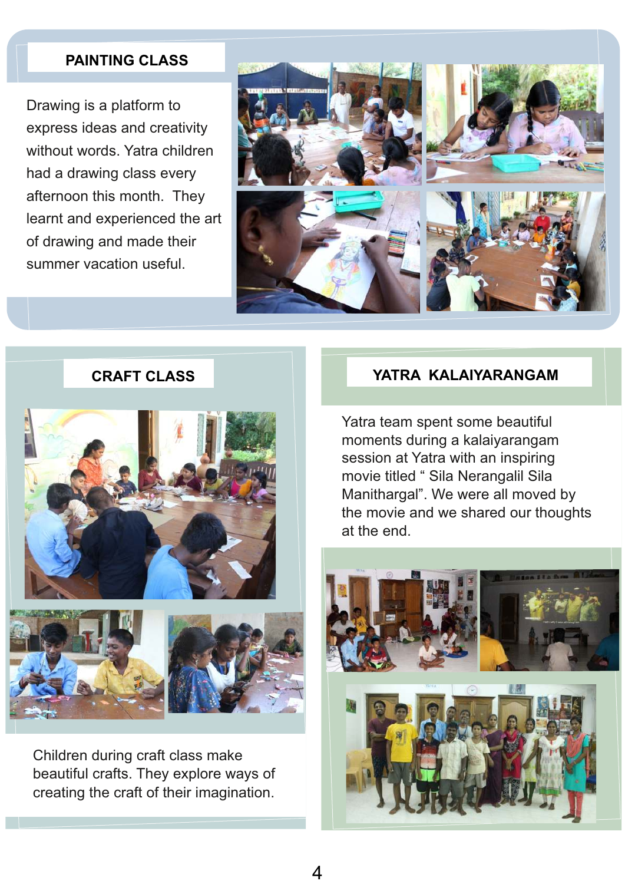## PAINTING CLASS

Drawing is a platform to express ideas and creativity without words. Yatra children had a drawing class every afternoon this month. They learnt and experienced the art of drawing and made their summer vacation useful.

## CRAFT CLASS

Children during craft class make beautiful crafts. They explore ways of creating the craft of their imagination.

## YATRA KALAIYARANGAM

Yatra team spent some beautiful moments during a kalaiyarangam session at Yatra with an inspiring movie titled " Sila Nerangalil Sila Manithargal". We were all moved by the movie and we shared our thoughts at the end.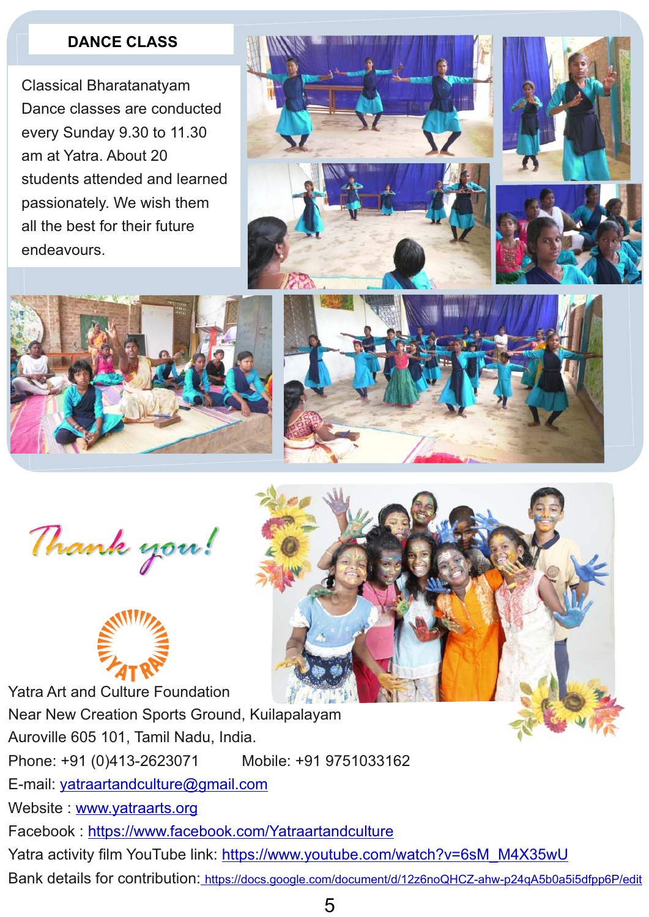## DANCE CLASS

Classical Bharatanatyam Dance classes are conducted every Sunday 9.30 to 11.30 am at Yatra. About 20 students attended and learned passionately. We wish them all the best for their future endeavours.

*Thank you!*

Yatra Art and Culture Foundation
Near New Creation Sports Ground, Kuilapalayam
Auroville 605 101, Tamil Nadu, India.
Phone: +91 (0)413-2623071 Mobile: +91 9751033162
E-mail: yatraartandculture@gmail.com
Website : www.yatraarts.org
Facebook : https://www.facebook.com/Yatraartandculture
Yatra activity film YouTube link: https://www.youtube.com/watch?v=6sM_M4X35wU
Bank details for contribution: https://docs.google.com/document/d/12z6noQHCZ-ahw-p24qA5b0a5i5dfpp6P/edit